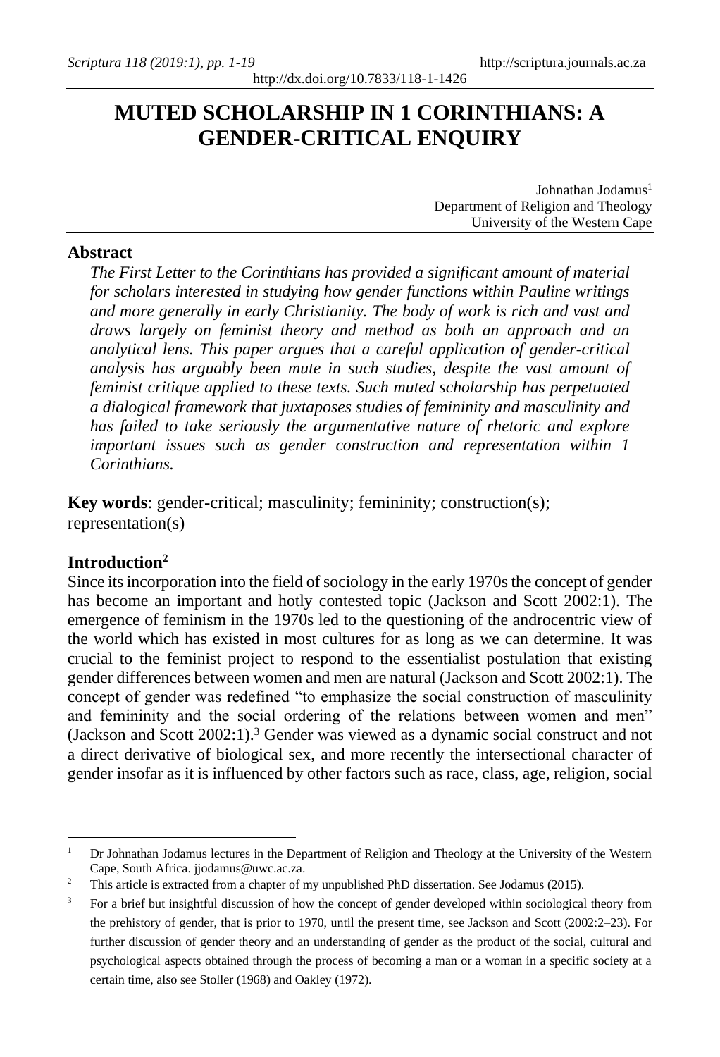# MUTED SCHOLARSHIP IN 1 CORINTHIANS: A GENDER-CRITICAL ENQUIRY

Johnathan Jodamus[1]
Department of Religion and Theology
University of the Western Cape

## Abstract

*The First Letter to the Corinthians has provided a significant amount of material for scholars interested in studying how gender functions within Pauline writings and more generally in early Christianity. The body of work is rich and vast and draws largely on feminist theory and method as both an approach and an analytical lens. This paper argues that a careful application of gender-critical analysis has arguably been mute in such studies, despite the vast amount of feminist critique applied to these texts. Such muted scholarship has perpetuated a dialogical framework that juxtaposes studies of femininity and masculinity and has failed to take seriously the argumentative nature of rhetoric and explore important issues such as gender construction and representation within 1 Corinthians.*

**Key words**: gender-critical; masculinity; femininity; construction(s); representation(s)

## Introduction[2]

Since its incorporation into the field of sociology in the early 1970s the concept of gender has become an important and hotly contested topic (Jackson and Scott 2002:1). The emergence of feminism in the 1970s led to the questioning of the androcentric view of the world which has existed in most cultures for as long as we can determine. It was crucial to the feminist project to respond to the essentialist postulation that existing gender differences between women and men are natural (Jackson and Scott 2002:1). The concept of gender was redefined "to emphasize the social construction of masculinity and femininity and the social ordering of the relations between women and men" (Jackson and Scott 2002:1).[3] Gender was viewed as a dynamic social construct and not a direct derivative of biological sex, and more recently the intersectional character of gender insofar as it is influenced by other factors such as race, class, age, religion, social

---

[1] Dr Johnathan Jodamus lectures in the Department of Religion and Theology at the University of the Western Cape, South Africa. jjodamus@uwc.ac.za.

[2] This article is extracted from a chapter of my unpublished PhD dissertation. See Jodamus (2015).

[3] For a brief but insightful discussion of how the concept of gender developed within sociological theory from the prehistory of gender, that is prior to 1970, until the present time, see Jackson and Scott (2002:2–23). For further discussion of gender theory and an understanding of gender as the product of the social, cultural and psychological aspects obtained through the process of becoming a man or a woman in a specific society at a certain time, also see Stoller (1968) and Oakley (1972).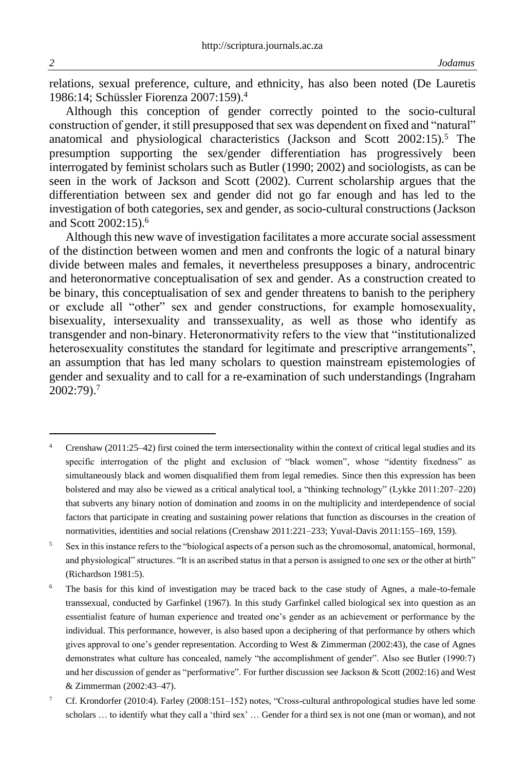relations, sexual preference, culture, and ethnicity, has also been noted (De Lauretis 1986:14; Schüssler Fiorenza 2007:159).[4]

Although this conception of gender correctly pointed to the socio-cultural construction of gender, it still presupposed that sex was dependent on fixed and "natural" anatomical and physiological characteristics (Jackson and Scott 2002:15).[5] The presumption supporting the sex/gender differentiation has progressively been interrogated by feminist scholars such as Butler (1990; 2002) and sociologists, as can be seen in the work of Jackson and Scott (2002). Current scholarship argues that the differentiation between sex and gender did not go far enough and has led to the investigation of both categories, sex and gender, as socio-cultural constructions (Jackson and Scott 2002:15).[6]

Although this new wave of investigation facilitates a more accurate social assessment of the distinction between women and men and confronts the logic of a natural binary divide between males and females, it nevertheless presupposes a binary, androcentric and heteronormative conceptualisation of sex and gender. As a construction created to be binary, this conceptualisation of sex and gender threatens to banish to the periphery or exclude all "other" sex and gender constructions, for example homosexuality, bisexuality, intersexuality and transsexuality, as well as those who identify as transgender and non-binary. Heteronormativity refers to the view that "institutionalized heterosexuality constitutes the standard for legitimate and prescriptive arrangements", an assumption that has led many scholars to question mainstream epistemologies of gender and sexuality and to call for a re-examination of such understandings (Ingraham 2002:79).[7]

---

[4] Crenshaw (2011:25–42) first coined the term intersectionality within the context of critical legal studies and its specific interrogation of the plight and exclusion of "black women", whose "identity fixedness" as simultaneously black and women disqualified them from legal remedies. Since then this expression has been bolstered and may also be viewed as a critical analytical tool, a "thinking technology" (Lykke 2011:207–220) that subverts any binary notion of domination and zooms in on the multiplicity and interdependence of social factors that participate in creating and sustaining power relations that function as discourses in the creation of normativities, identities and social relations (Crenshaw 2011:221–233; Yuval-Davis 2011:155–169, 159).

[5] Sex in this instance refers to the "biological aspects of a person such as the chromosomal, anatomical, hormonal, and physiological" structures. "It is an ascribed status in that a person is assigned to one sex or the other at birth" (Richardson 1981:5).

[6] The basis for this kind of investigation may be traced back to the case study of Agnes, a male-to-female transsexual, conducted by Garfinkel (1967). In this study Garfinkel called biological sex into question as an essentialist feature of human experience and treated one's gender as an achievement or performance by the individual. This performance, however, is also based upon a deciphering of that performance by others which gives approval to one's gender representation. According to West & Zimmerman (2002:43), the case of Agnes demonstrates what culture has concealed, namely "the accomplishment of gender". Also see Butler (1990:7) and her discussion of gender as "performative". For further discussion see Jackson & Scott (2002:16) and West & Zimmerman (2002:43–47).

[7] Cf. Krondorfer (2010:4). Farley (2008:151–152) notes, "Cross-cultural anthropological studies have led some scholars … to identify what they call a 'third sex' … Gender for a third sex is not one (man or woman), and not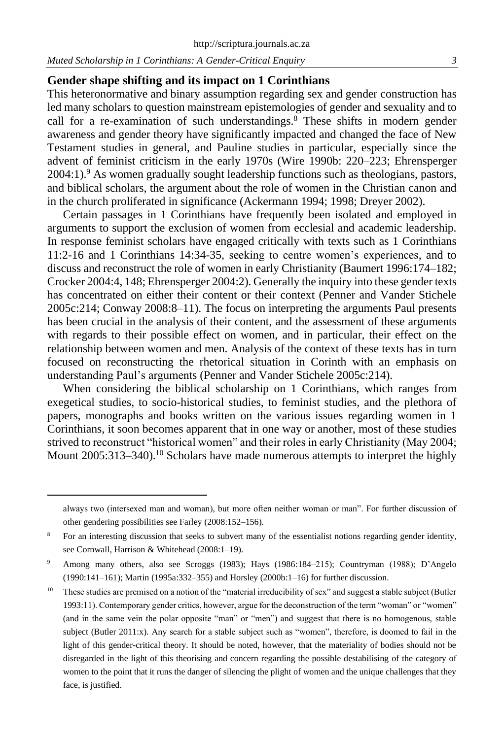## Gender shape shifting and its impact on 1 Corinthians

This heteronormative and binary assumption regarding sex and gender construction has led many scholars to question mainstream epistemologies of gender and sexuality and to call for a re-examination of such understandings.[8] These shifts in modern gender awareness and gender theory have significantly impacted and changed the face of New Testament studies in general, and Pauline studies in particular, especially since the advent of feminist criticism in the early 1970s (Wire 1990b: 220–223; Ehrensperger 2004:1).[9] As women gradually sought leadership functions such as theologians, pastors, and biblical scholars, the argument about the role of women in the Christian canon and in the church proliferated in significance (Ackermann 1994; 1998; Dreyer 2002).

Certain passages in 1 Corinthians have frequently been isolated and employed in arguments to support the exclusion of women from ecclesial and academic leadership. In response feminist scholars have engaged critically with texts such as 1 Corinthians 11:2-16 and 1 Corinthians 14:34-35, seeking to centre women's experiences, and to discuss and reconstruct the role of women in early Christianity (Baumert 1996:174–182; Crocker 2004:4, 148; Ehrensperger 2004:2). Generally the inquiry into these gender texts has concentrated on either their content or their context (Penner and Vander Stichele 2005c:214; Conway 2008:8–11). The focus on interpreting the arguments Paul presents has been crucial in the analysis of their content, and the assessment of these arguments with regards to their possible effect on women, and in particular, their effect on the relationship between women and men. Analysis of the context of these texts has in turn focused on reconstructing the rhetorical situation in Corinth with an emphasis on understanding Paul's arguments (Penner and Vander Stichele 2005c:214).

When considering the biblical scholarship on 1 Corinthians, which ranges from exegetical studies, to socio-historical studies, to feminist studies, and the plethora of papers, monographs and books written on the various issues regarding women in 1 Corinthians, it soon becomes apparent that in one way or another, most of these studies strived to reconstruct "historical women" and their roles in early Christianity (May 2004; Mount 2005:313–340).[10] Scholars have made numerous attempts to interpret the highly

---

always two (intersexed man and woman), but more often neither woman or man". For further discussion of other gendering possibilities see Farley (2008:152–156).

[8] For an interesting discussion that seeks to subvert many of the essentialist notions regarding gender identity, see Cornwall, Harrison & Whitehead (2008:1–19).

[9] Among many others, also see Scroggs (1983); Hays (1986:184–215); Countryman (1988); D'Angelo (1990:141–161); Martin (1995a:332–355) and Horsley (2000b:1–16) for further discussion.

[10] These studies are premised on a notion of the "material irreducibility of sex" and suggest a stable subject (Butler 1993:11). Contemporary gender critics, however, argue for the deconstruction of the term "woman" or "women" (and in the same vein the polar opposite "man" or "men") and suggest that there is no homogenous, stable subject (Butler 2011:x). Any search for a stable subject such as "women", therefore, is doomed to fail in the light of this gender-critical theory. It should be noted, however, that the materiality of bodies should not be disregarded in the light of this theorising and concern regarding the possible destabilising of the category of women to the point that it runs the danger of silencing the plight of women and the unique challenges that they face, is justified.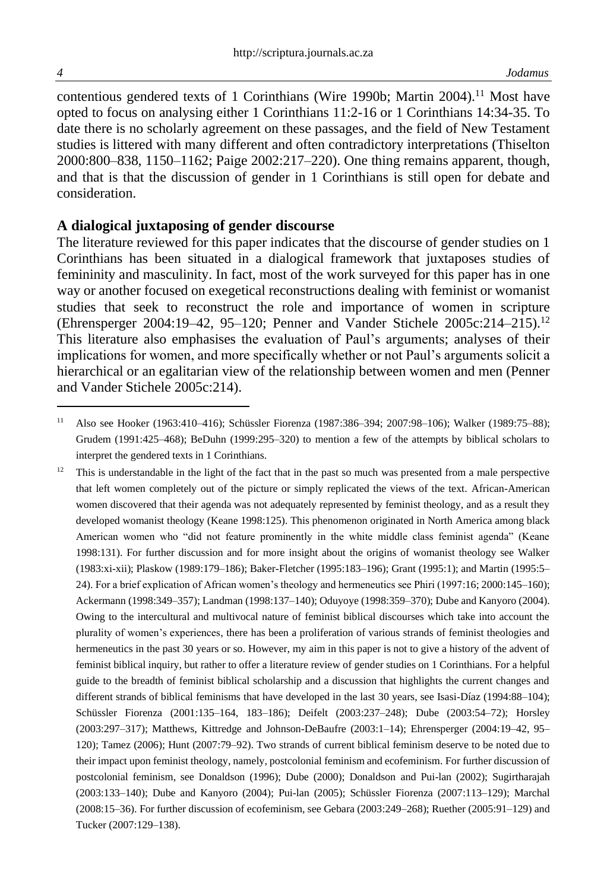contentious gendered texts of 1 Corinthians (Wire 1990b; Martin 2004).[11] Most have opted to focus on analysing either 1 Corinthians 11:2-16 or 1 Corinthians 14:34-35. To date there is no scholarly agreement on these passages, and the field of New Testament studies is littered with many different and often contradictory interpretations (Thiselton 2000:800–838, 1150–1162; Paige 2002:217–220). One thing remains apparent, though, and that is that the discussion of gender in 1 Corinthians is still open for debate and consideration.

## A dialogical juxtaposing of gender discourse

The literature reviewed for this paper indicates that the discourse of gender studies on 1 Corinthians has been situated in a dialogical framework that juxtaposes studies of femininity and masculinity. In fact, most of the work surveyed for this paper has in one way or another focused on exegetical reconstructions dealing with feminist or womanist studies that seek to reconstruct the role and importance of women in scripture (Ehrensperger 2004:19–42, 95–120; Penner and Vander Stichele 2005c:214–215).[12] This literature also emphasises the evaluation of Paul's arguments; analyses of their implications for women, and more specifically whether or not Paul's arguments solicit a hierarchical or an egalitarian view of the relationship between women and men (Penner and Vander Stichele 2005c:214).

---

[11] Also see Hooker (1963:410–416); Schüssler Fiorenza (1987:386–394; 2007:98–106); Walker (1989:75–88); Grudem (1991:425–468); BeDuhn (1999:295–320) to mention a few of the attempts by biblical scholars to interpret the gendered texts in 1 Corinthians.

[12] This is understandable in the light of the fact that in the past so much was presented from a male perspective that left women completely out of the picture or simply replicated the views of the text. African-American women discovered that their agenda was not adequately represented by feminist theology, and as a result they developed womanist theology (Keane 1998:125). This phenomenon originated in North America among black American women who "did not feature prominently in the white middle class feminist agenda" (Keane 1998:131). For further discussion and for more insight about the origins of womanist theology see Walker (1983:xi-xii); Plaskow (1989:179–186); Baker-Fletcher (1995:183–196); Grant (1995:1); and Martin (1995:5–24). For a brief explication of African women's theology and hermeneutics see Phiri (1997:16; 2000:145–160); Ackermann (1998:349–357); Landman (1998:137–140); Oduyoye (1998:359–370); Dube and Kanyoro (2004). Owing to the intercultural and multivocal nature of feminist biblical discourses which take into account the plurality of women's experiences, there has been a proliferation of various strands of feminist theologies and hermeneutics in the past 30 years or so. However, my aim in this paper is not to give a history of the advent of feminist biblical inquiry, but rather to offer a literature review of gender studies on 1 Corinthians. For a helpful guide to the breadth of feminist biblical scholarship and a discussion that highlights the current changes and different strands of biblical feminisms that have developed in the last 30 years, see Isasi-Díaz (1994:88–104); Schüssler Fiorenza (2001:135–164, 183–186); Deifelt (2003:237–248); Dube (2003:54–72); Horsley (2003:297–317); Matthews, Kittredge and Johnson-DeBaufre (2003:1–14); Ehrensperger (2004:19–42, 95–120); Tamez (2006); Hunt (2007:79–92). Two strands of current biblical feminism deserve to be noted due to their impact upon feminist theology, namely, postcolonial feminism and ecofeminism. For further discussion of postcolonial feminism, see Donaldson (1996); Dube (2000); Donaldson and Pui-lan (2002); Sugirtharajah (2003:133–140); Dube and Kanyoro (2004); Pui-lan (2005); Schüssler Fiorenza (2007:113–129); Marchal (2008:15–36). For further discussion of ecofeminism, see Gebara (2003:249–268); Ruether (2005:91–129) and Tucker (2007:129–138).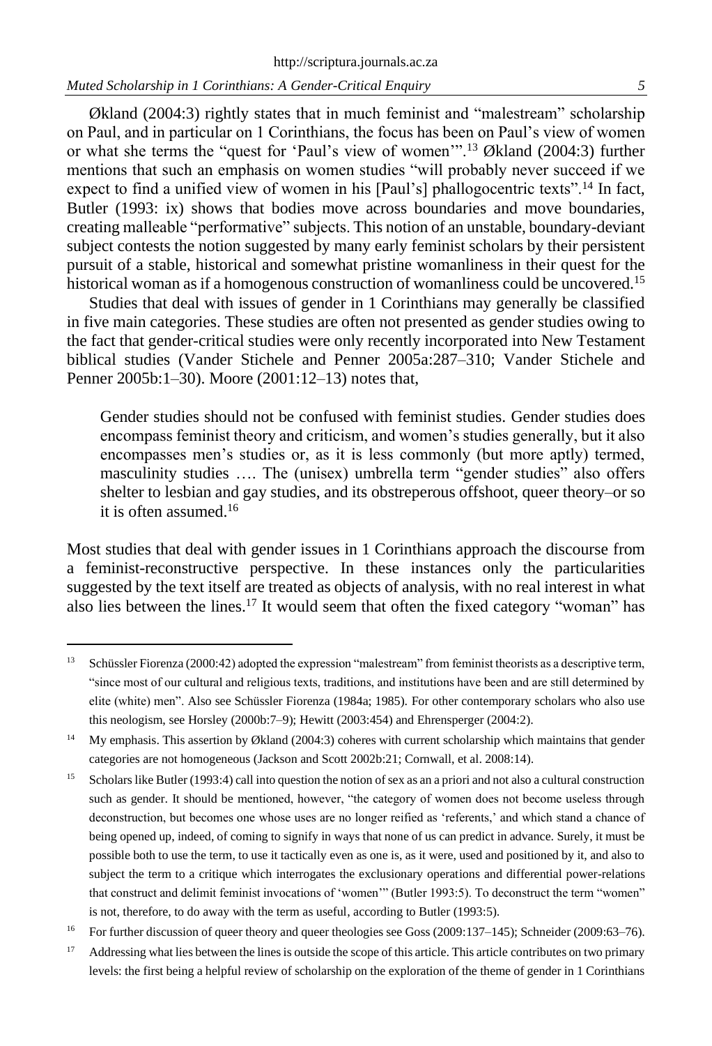Økland (2004:3) rightly states that in much feminist and "malestream" scholarship on Paul, and in particular on 1 Corinthians, the focus has been on Paul's view of women or what she terms the "quest for 'Paul's view of women'".[13] Økland (2004:3) further mentions that such an emphasis on women studies "will probably never succeed if we expect to find a unified view of women in his [Paul's] phallogocentric texts".[14] In fact, Butler (1993: ix) shows that bodies move across boundaries and move boundaries, creating malleable "performative" subjects. This notion of an unstable, boundary-deviant subject contests the notion suggested by many early feminist scholars by their persistent pursuit of a stable, historical and somewhat pristine womanliness in their quest for the historical woman as if a homogenous construction of womanliness could be uncovered.[15]

Studies that deal with issues of gender in 1 Corinthians may generally be classified in five main categories. These studies are often not presented as gender studies owing to the fact that gender-critical studies were only recently incorporated into New Testament biblical studies (Vander Stichele and Penner 2005a:287–310; Vander Stichele and Penner 2005b:1–30). Moore (2001:12–13) notes that,

> Gender studies should not be confused with feminist studies. Gender studies does encompass feminist theory and criticism, and women's studies generally, but it also encompasses men's studies or, as it is less commonly (but more aptly) termed, masculinity studies …. The (unisex) umbrella term "gender studies" also offers shelter to lesbian and gay studies, and its obstreperous offshoot, queer theory–or so it is often assumed.[16]

Most studies that deal with gender issues in 1 Corinthians approach the discourse from a feminist-reconstructive perspective. In these instances only the particularities suggested by the text itself are treated as objects of analysis, with no real interest in what also lies between the lines.[17] It would seem that often the fixed category "woman" has

---

[13] Schüssler Fiorenza (2000:42) adopted the expression "malestream" from feminist theorists as a descriptive term, "since most of our cultural and religious texts, traditions, and institutions have been and are still determined by elite (white) men". Also see Schüssler Fiorenza (1984a; 1985). For other contemporary scholars who also use this neologism, see Horsley (2000b:7–9); Hewitt (2003:454) and Ehrensperger (2004:2).

[14] My emphasis. This assertion by Økland (2004:3) coheres with current scholarship which maintains that gender categories are not homogeneous (Jackson and Scott 2002b:21; Cornwall, et al. 2008:14).

[15] Scholars like Butler (1993:4) call into question the notion of sex as an a priori and not also a cultural construction such as gender. It should be mentioned, however, "the category of women does not become useless through deconstruction, but becomes one whose uses are no longer reified as 'referents,' and which stand a chance of being opened up, indeed, of coming to signify in ways that none of us can predict in advance. Surely, it must be possible both to use the term, to use it tactically even as one is, as it were, used and positioned by it, and also to subject the term to a critique which interrogates the exclusionary operations and differential power-relations that construct and delimit feminist invocations of 'women'" (Butler 1993:5). To deconstruct the term "women" is not, therefore, to do away with the term as useful, according to Butler (1993:5).

[16] For further discussion of queer theory and queer theologies see Goss (2009:137–145); Schneider (2009:63–76).

[17] Addressing what lies between the lines is outside the scope of this article. This article contributes on two primary levels: the first being a helpful review of scholarship on the exploration of the theme of gender in 1 Corinthians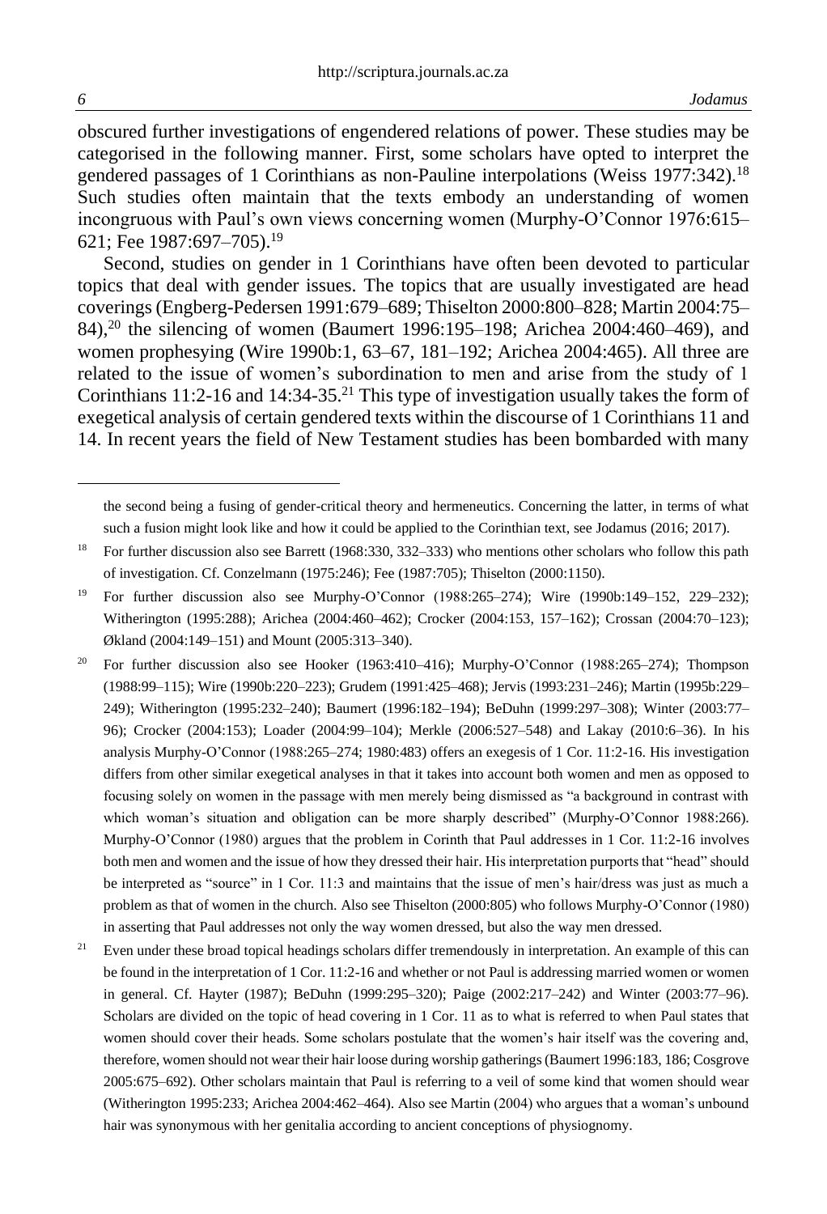obscured further investigations of engendered relations of power. These studies may be categorised in the following manner. First, some scholars have opted to interpret the gendered passages of 1 Corinthians as non-Pauline interpolations (Weiss 1977:342).[18] Such studies often maintain that the texts embody an understanding of women incongruous with Paul's own views concerning women (Murphy-O'Connor 1976:615–621; Fee 1987:697–705).[19]

Second, studies on gender in 1 Corinthians have often been devoted to particular topics that deal with gender issues. The topics that are usually investigated are head coverings (Engberg-Pedersen 1991:679–689; Thiselton 2000:800–828; Martin 2004:75–84),[20] the silencing of women (Baumert 1996:195–198; Arichea 2004:460–469), and women prophesying (Wire 1990b:1, 63–67, 181–192; Arichea 2004:465). All three are related to the issue of women's subordination to men and arise from the study of 1 Corinthians 11:2-16 and 14:34-35.[21] This type of investigation usually takes the form of exegetical analysis of certain gendered texts within the discourse of 1 Corinthians 11 and 14. In recent years the field of New Testament studies has been bombarded with many

---

the second being a fusing of gender-critical theory and hermeneutics. Concerning the latter, in terms of what such a fusion might look like and how it could be applied to the Corinthian text, see Jodamus (2016; 2017).

[18] For further discussion also see Barrett (1968:330, 332–333) who mentions other scholars who follow this path of investigation. Cf. Conzelmann (1975:246); Fee (1987:705); Thiselton (2000:1150).

[19] For further discussion also see Murphy-O'Connor (1988:265–274); Wire (1990b:149–152, 229–232); Witherington (1995:288); Arichea (2004:460–462); Crocker (2004:153, 157–162); Crossan (2004:70–123); Økland (2004:149–151) and Mount (2005:313–340).

[20] For further discussion also see Hooker (1963:410–416); Murphy-O'Connor (1988:265–274); Thompson (1988:99–115); Wire (1990b:220–223); Grudem (1991:425–468); Jervis (1993:231–246); Martin (1995b:229–249); Witherington (1995:232–240); Baumert (1996:182–194); BeDuhn (1999:297–308); Winter (2003:77–96); Crocker (2004:153); Loader (2004:99–104); Merkle (2006:527–548) and Lakay (2010:6–36). In his analysis Murphy-O'Connor (1988:265–274; 1980:483) offers an exegesis of 1 Cor. 11:2-16. His investigation differs from other similar exegetical analyses in that it takes into account both women and men as opposed to focusing solely on women in the passage with men merely being dismissed as "a background in contrast with which woman's situation and obligation can be more sharply described" (Murphy-O'Connor 1988:266). Murphy-O'Connor (1980) argues that the problem in Corinth that Paul addresses in 1 Cor. 11:2-16 involves both men and women and the issue of how they dressed their hair. His interpretation purports that "head" should be interpreted as "source" in 1 Cor. 11:3 and maintains that the issue of men's hair/dress was just as much a problem as that of women in the church. Also see Thiselton (2000:805) who follows Murphy-O'Connor (1980) in asserting that Paul addresses not only the way women dressed, but also the way men dressed.

[21] Even under these broad topical headings scholars differ tremendously in interpretation. An example of this can be found in the interpretation of 1 Cor. 11:2-16 and whether or not Paul is addressing married women or women in general. Cf. Hayter (1987); BeDuhn (1999:295–320); Paige (2002:217–242) and Winter (2003:77–96). Scholars are divided on the topic of head covering in 1 Cor. 11 as to what is referred to when Paul states that women should cover their heads. Some scholars postulate that the women's hair itself was the covering and, therefore, women should not wear their hair loose during worship gatherings (Baumert 1996:183, 186; Cosgrove 2005:675–692). Other scholars maintain that Paul is referring to a veil of some kind that women should wear (Witherington 1995:233; Arichea 2004:462–464). Also see Martin (2004) who argues that a woman's unbound hair was synonymous with her genitalia according to ancient conceptions of physiognomy.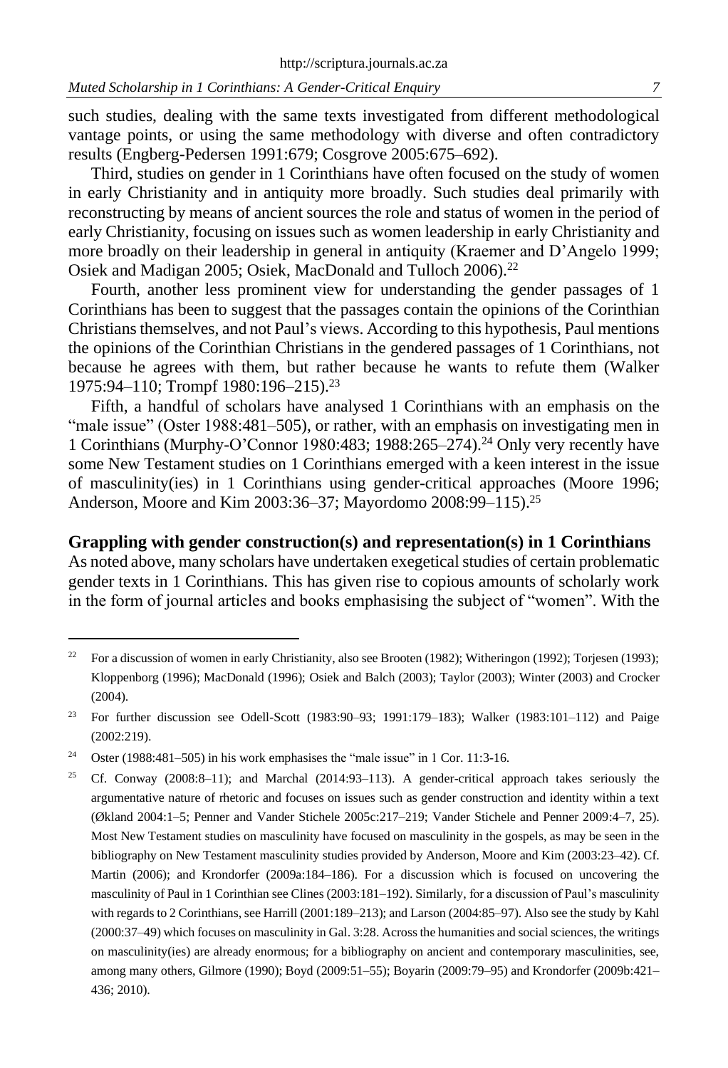such studies, dealing with the same texts investigated from different methodological vantage points, or using the same methodology with diverse and often contradictory results (Engberg-Pedersen 1991:679; Cosgrove 2005:675–692).

Third, studies on gender in 1 Corinthians have often focused on the study of women in early Christianity and in antiquity more broadly. Such studies deal primarily with reconstructing by means of ancient sources the role and status of women in the period of early Christianity, focusing on issues such as women leadership in early Christianity and more broadly on their leadership in general in antiquity (Kraemer and D'Angelo 1999; Osiek and Madigan 2005; Osiek, MacDonald and Tulloch 2006).[22]

Fourth, another less prominent view for understanding the gender passages of 1 Corinthians has been to suggest that the passages contain the opinions of the Corinthian Christians themselves, and not Paul's views. According to this hypothesis, Paul mentions the opinions of the Corinthian Christians in the gendered passages of 1 Corinthians, not because he agrees with them, but rather because he wants to refute them (Walker 1975:94–110; Trompf 1980:196–215).[23]

Fifth, a handful of scholars have analysed 1 Corinthians with an emphasis on the "male issue" (Oster 1988:481–505), or rather, with an emphasis on investigating men in 1 Corinthians (Murphy-O'Connor 1980:483; 1988:265–274).[24] Only very recently have some New Testament studies on 1 Corinthians emerged with a keen interest in the issue of masculinity(ies) in 1 Corinthians using gender-critical approaches (Moore 1996; Anderson, Moore and Kim 2003:36–37; Mayordomo 2008:99–115).[25]

## Grappling with gender construction(s) and representation(s) in 1 Corinthians

As noted above, many scholars have undertaken exegetical studies of certain problematic gender texts in 1 Corinthians. This has given rise to copious amounts of scholarly work in the form of journal articles and books emphasising the subject of "women". With the

---

[22] For a discussion of women in early Christianity, also see Brooten (1982); Witheringon (1992); Torjesen (1993); Kloppenborg (1996); MacDonald (1996); Osiek and Balch (2003); Taylor (2003); Winter (2003) and Crocker (2004).

[23] For further discussion see Odell-Scott (1983:90–93; 1991:179–183); Walker (1983:101–112) and Paige (2002:219).

[24] Oster (1988:481–505) in his work emphasises the "male issue" in 1 Cor. 11:3-16.

[25] Cf. Conway (2008:8–11); and Marchal (2014:93–113). A gender-critical approach takes seriously the argumentative nature of rhetoric and focuses on issues such as gender construction and identity within a text (Økland 2004:1–5; Penner and Vander Stichele 2005c:217–219; Vander Stichele and Penner 2009:4–7, 25). Most New Testament studies on masculinity have focused on masculinity in the gospels, as may be seen in the bibliography on New Testament masculinity studies provided by Anderson, Moore and Kim (2003:23–42). Cf. Martin (2006); and Krondorfer (2009a:184–186). For a discussion which is focused on uncovering the masculinity of Paul in 1 Corinthian see Clines (2003:181–192). Similarly, for a discussion of Paul's masculinity with regards to 2 Corinthians, see Harrill (2001:189–213); and Larson (2004:85–97). Also see the study by Kahl (2000:37–49) which focuses on masculinity in Gal. 3:28. Across the humanities and social sciences, the writings on masculinity(ies) are already enormous; for a bibliography on ancient and contemporary masculinities, see, among many others, Gilmore (1990); Boyd (2009:51–55); Boyarin (2009:79–95) and Krondorfer (2009b:421–436; 2010).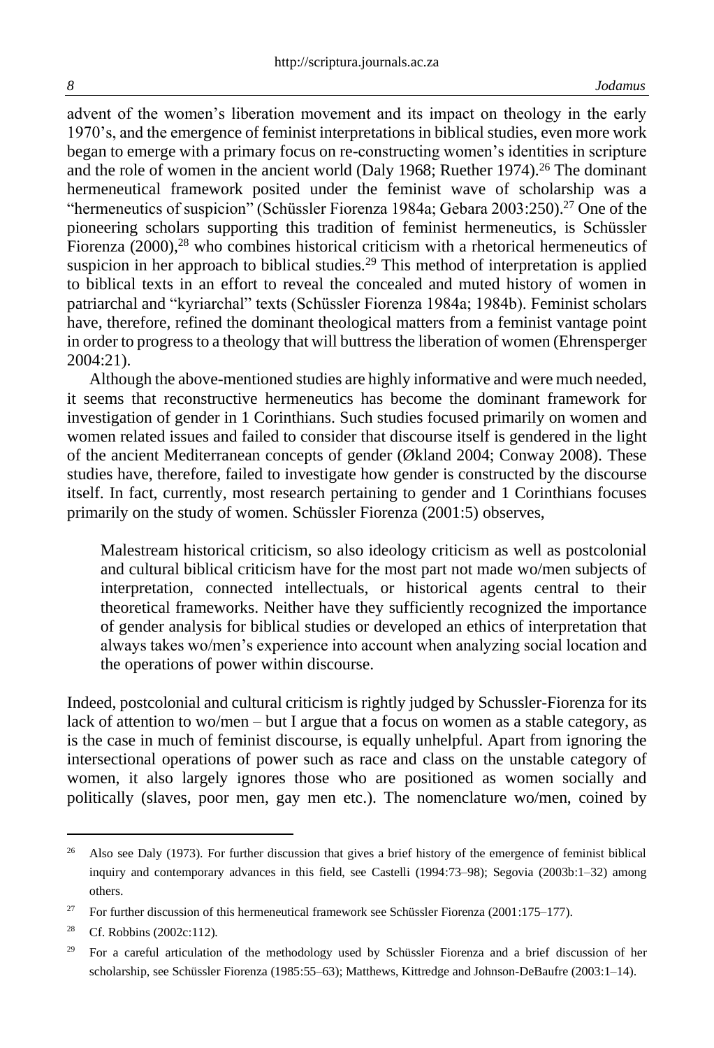advent of the women's liberation movement and its impact on theology in the early 1970's, and the emergence of feminist interpretations in biblical studies, even more work began to emerge with a primary focus on re-constructing women's identities in scripture and the role of women in the ancient world (Daly 1968; Ruether 1974).[26] The dominant hermeneutical framework posited under the feminist wave of scholarship was a "hermeneutics of suspicion" (Schüssler Fiorenza 1984a; Gebara 2003:250).[27] One of the pioneering scholars supporting this tradition of feminist hermeneutics, is Schüssler Fiorenza (2000),[28] who combines historical criticism with a rhetorical hermeneutics of suspicion in her approach to biblical studies.[29] This method of interpretation is applied to biblical texts in an effort to reveal the concealed and muted history of women in patriarchal and "kyriarchal" texts (Schüssler Fiorenza 1984a; 1984b). Feminist scholars have, therefore, refined the dominant theological matters from a feminist vantage point in order to progress to a theology that will buttress the liberation of women (Ehrensperger 2004:21).

Although the above-mentioned studies are highly informative and were much needed, it seems that reconstructive hermeneutics has become the dominant framework for investigation of gender in 1 Corinthians. Such studies focused primarily on women and women related issues and failed to consider that discourse itself is gendered in the light of the ancient Mediterranean concepts of gender (Økland 2004; Conway 2008). These studies have, therefore, failed to investigate how gender is constructed by the discourse itself. In fact, currently, most research pertaining to gender and 1 Corinthians focuses primarily on the study of women. Schüssler Fiorenza (2001:5) observes,

> Malestream historical criticism, so also ideology criticism as well as postcolonial and cultural biblical criticism have for the most part not made wo/men subjects of interpretation, connected intellectuals, or historical agents central to their theoretical frameworks. Neither have they sufficiently recognized the importance of gender analysis for biblical studies or developed an ethics of interpretation that always takes wo/men's experience into account when analyzing social location and the operations of power within discourse.

Indeed, postcolonial and cultural criticism is rightly judged by Schussler-Fiorenza for its lack of attention to wo/men – but I argue that a focus on women as a stable category, as is the case in much of feminist discourse, is equally unhelpful. Apart from ignoring the intersectional operations of power such as race and class on the unstable category of women, it also largely ignores those who are positioned as women socially and politically (slaves, poor men, gay men etc.). The nomenclature wo/men, coined by

---

[26] Also see Daly (1973). For further discussion that gives a brief history of the emergence of feminist biblical inquiry and contemporary advances in this field, see Castelli (1994:73–98); Segovia (2003b:1–32) among others.

[27] For further discussion of this hermeneutical framework see Schüssler Fiorenza (2001:175–177).

[28] Cf. Robbins (2002c:112).

[29] For a careful articulation of the methodology used by Schüssler Fiorenza and a brief discussion of her scholarship, see Schüssler Fiorenza (1985:55–63); Matthews, Kittredge and Johnson-DeBaufre (2003:1–14).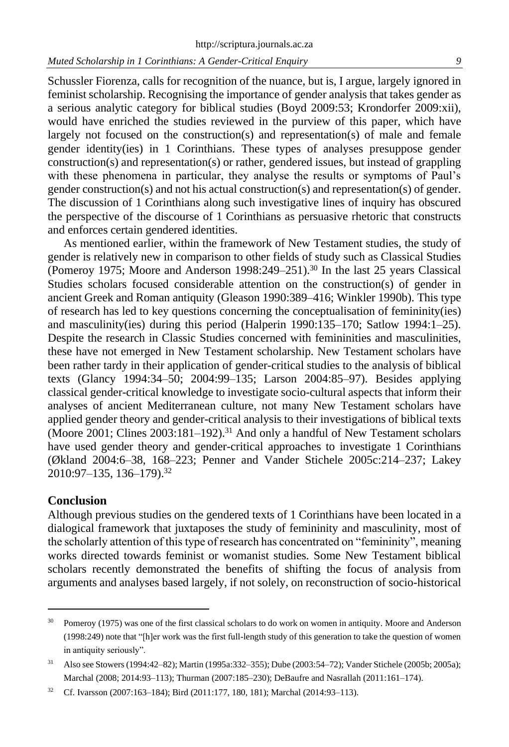Schussler Fiorenza, calls for recognition of the nuance, but is, I argue, largely ignored in feminist scholarship. Recognising the importance of gender analysis that takes gender as a serious analytic category for biblical studies (Boyd 2009:53; Krondorfer 2009:xii), would have enriched the studies reviewed in the purview of this paper, which have largely not focused on the construction(s) and representation(s) of male and female gender identity(ies) in 1 Corinthians. These types of analyses presuppose gender construction(s) and representation(s) or rather, gendered issues, but instead of grappling with these phenomena in particular, they analyse the results or symptoms of Paul's gender construction(s) and not his actual construction(s) and representation(s) of gender. The discussion of 1 Corinthians along such investigative lines of inquiry has obscured the perspective of the discourse of 1 Corinthians as persuasive rhetoric that constructs and enforces certain gendered identities.

As mentioned earlier, within the framework of New Testament studies, the study of gender is relatively new in comparison to other fields of study such as Classical Studies (Pomeroy 1975; Moore and Anderson 1998:249–251).[30] In the last 25 years Classical Studies scholars focused considerable attention on the construction(s) of gender in ancient Greek and Roman antiquity (Gleason 1990:389–416; Winkler 1990b). This type of research has led to key questions concerning the conceptualisation of femininity(ies) and masculinity(ies) during this period (Halperin 1990:135–170; Satlow 1994:1–25). Despite the research in Classic Studies concerned with femininities and masculinities, these have not emerged in New Testament scholarship. New Testament scholars have been rather tardy in their application of gender-critical studies to the analysis of biblical texts (Glancy 1994:34–50; 2004:99–135; Larson 2004:85–97). Besides applying classical gender-critical knowledge to investigate socio-cultural aspects that inform their analyses of ancient Mediterranean culture, not many New Testament scholars have applied gender theory and gender-critical analysis to their investigations of biblical texts (Moore 2001; Clines 2003:181–192).[31] And only a handful of New Testament scholars have used gender theory and gender-critical approaches to investigate 1 Corinthians (Økland 2004:6–38, 168–223; Penner and Vander Stichele 2005c:214–237; Lakey 2010:97–135, 136–179).[32]

## Conclusion

Although previous studies on the gendered texts of 1 Corinthians have been located in a dialogical framework that juxtaposes the study of femininity and masculinity, most of the scholarly attention of this type of research has concentrated on "femininity", meaning works directed towards feminist or womanist studies. Some New Testament biblical scholars recently demonstrated the benefits of shifting the focus of analysis from arguments and analyses based largely, if not solely, on reconstruction of socio-historical

---

[30] Pomeroy (1975) was one of the first classical scholars to do work on women in antiquity. Moore and Anderson (1998:249) note that "[h]er work was the first full-length study of this generation to take the question of women in antiquity seriously".

[31] Also see Stowers (1994:42–82); Martin (1995a:332–355); Dube (2003:54–72); Vander Stichele (2005b; 2005a); Marchal (2008; 2014:93–113); Thurman (2007:185–230); DeBaufre and Nasrallah (2011:161–174).

[32] Cf. Ivarsson (2007:163–184); Bird (2011:177, 180, 181); Marchal (2014:93–113).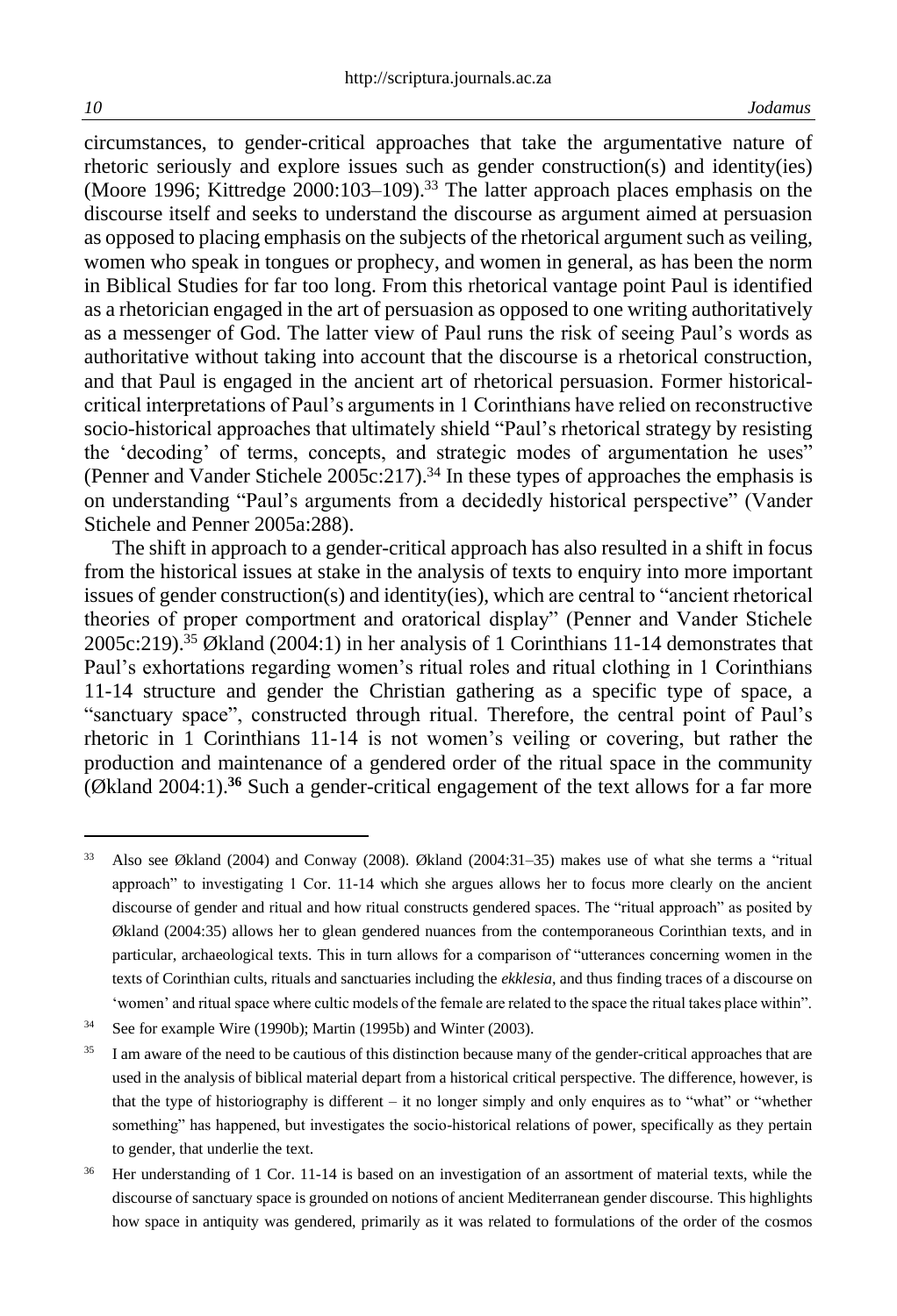circumstances, to gender-critical approaches that take the argumentative nature of rhetoric seriously and explore issues such as gender construction(s) and identity(ies) (Moore 1996; Kittredge 2000:103–109).[33] The latter approach places emphasis on the discourse itself and seeks to understand the discourse as argument aimed at persuasion as opposed to placing emphasis on the subjects of the rhetorical argument such as veiling, women who speak in tongues or prophecy, and women in general, as has been the norm in Biblical Studies for far too long. From this rhetorical vantage point Paul is identified as a rhetorician engaged in the art of persuasion as opposed to one writing authoritatively as a messenger of God. The latter view of Paul runs the risk of seeing Paul's words as authoritative without taking into account that the discourse is a rhetorical construction, and that Paul is engaged in the ancient art of rhetorical persuasion. Former historical-critical interpretations of Paul's arguments in 1 Corinthians have relied on reconstructive socio-historical approaches that ultimately shield "Paul's rhetorical strategy by resisting the 'decoding' of terms, concepts, and strategic modes of argumentation he uses" (Penner and Vander Stichele 2005c:217).[34] In these types of approaches the emphasis is on understanding "Paul's arguments from a decidedly historical perspective" (Vander Stichele and Penner 2005a:288).

The shift in approach to a gender-critical approach has also resulted in a shift in focus from the historical issues at stake in the analysis of texts to enquiry into more important issues of gender construction(s) and identity(ies), which are central to "ancient rhetorical theories of proper comportment and oratorical display" (Penner and Vander Stichele 2005c:219).[35] Økland (2004:1) in her analysis of 1 Corinthians 11-14 demonstrates that Paul's exhortations regarding women's ritual roles and ritual clothing in 1 Corinthians 11-14 structure and gender the Christian gathering as a specific type of space, a "sanctuary space", constructed through ritual. Therefore, the central point of Paul's rhetoric in 1 Corinthians 11-14 is not women's veiling or covering, but rather the production and maintenance of a gendered order of the ritual space in the community (Økland 2004:1).[36] Such a gender-critical engagement of the text allows for a far more

---

[33] Also see Økland (2004) and Conway (2008). Økland (2004:31–35) makes use of what she terms a "ritual approach" to investigating 1 Cor. 11-14 which she argues allows her to focus more clearly on the ancient discourse of gender and ritual and how ritual constructs gendered spaces. The "ritual approach" as posited by Økland (2004:35) allows her to glean gendered nuances from the contemporaneous Corinthian texts, and in particular, archaeological texts. This in turn allows for a comparison of "utterances concerning women in the texts of Corinthian cults, rituals and sanctuaries including the *ekklesia*, and thus finding traces of a discourse on 'women' and ritual space where cultic models of the female are related to the space the ritual takes place within".

[34] See for example Wire (1990b); Martin (1995b) and Winter (2003).

[35] I am aware of the need to be cautious of this distinction because many of the gender-critical approaches that are used in the analysis of biblical material depart from a historical critical perspective. The difference, however, is that the type of historiography is different – it no longer simply and only enquires as to "what" or "whether something" has happened, but investigates the socio-historical relations of power, specifically as they pertain to gender, that underlie the text.

[36] Her understanding of 1 Cor. 11-14 is based on an investigation of an assortment of material texts, while the discourse of sanctuary space is grounded on notions of ancient Mediterranean gender discourse. This highlights how space in antiquity was gendered, primarily as it was related to formulations of the order of the cosmos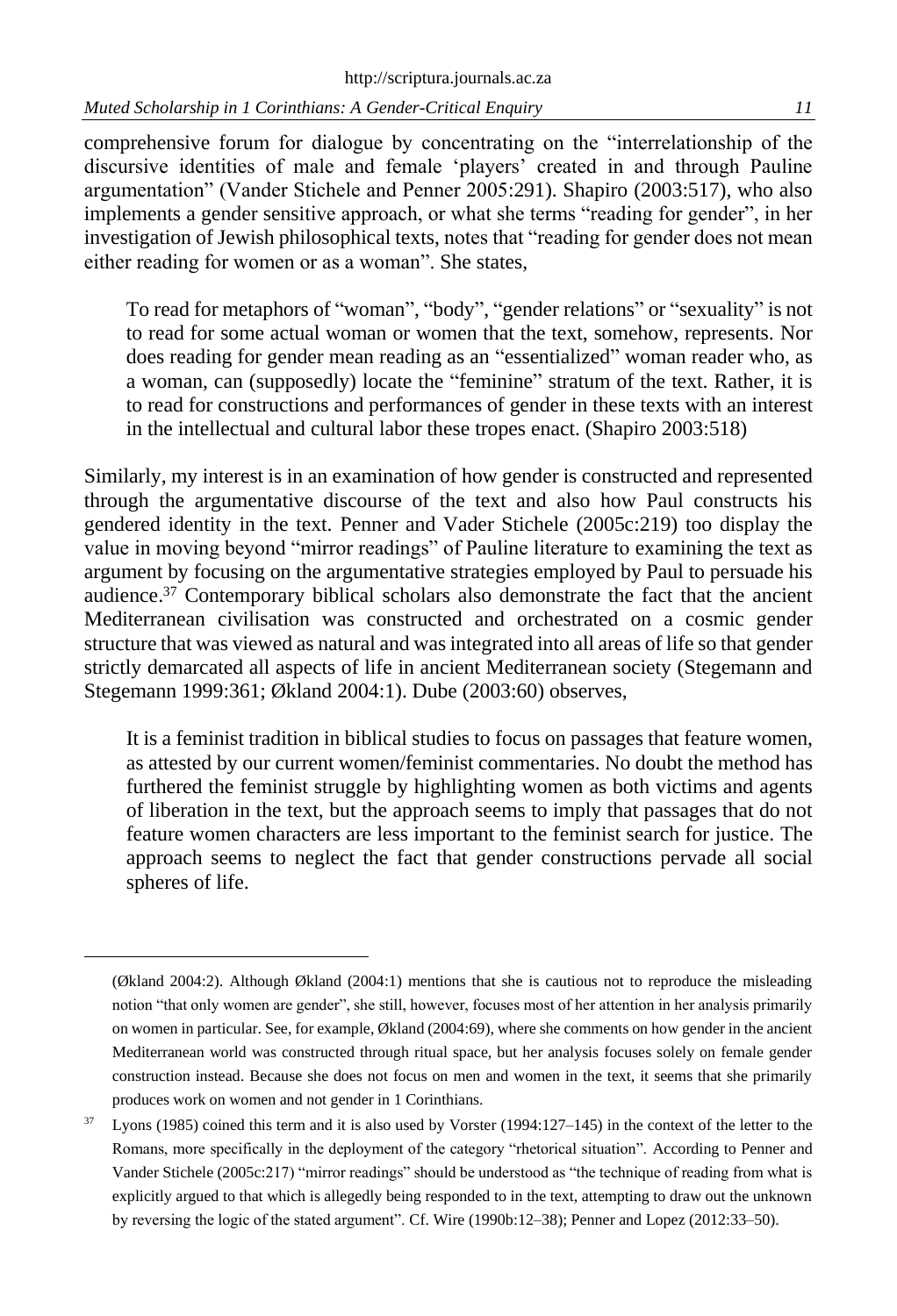comprehensive forum for dialogue by concentrating on the "interrelationship of the discursive identities of male and female 'players' created in and through Pauline argumentation" (Vander Stichele and Penner 2005:291). Shapiro (2003:517), who also implements a gender sensitive approach, or what she terms "reading for gender", in her investigation of Jewish philosophical texts, notes that "reading for gender does not mean either reading for women or as a woman". She states,

> To read for metaphors of "woman", "body", "gender relations" or "sexuality" is not to read for some actual woman or women that the text, somehow, represents. Nor does reading for gender mean reading as an "essentialized" woman reader who, as a woman, can (supposedly) locate the "feminine" stratum of the text. Rather, it is to read for constructions and performances of gender in these texts with an interest in the intellectual and cultural labor these tropes enact. (Shapiro 2003:518)

Similarly, my interest is in an examination of how gender is constructed and represented through the argumentative discourse of the text and also how Paul constructs his gendered identity in the text. Penner and Vader Stichele (2005c:219) too display the value in moving beyond "mirror readings" of Pauline literature to examining the text as argument by focusing on the argumentative strategies employed by Paul to persuade his audience.[37] Contemporary biblical scholars also demonstrate the fact that the ancient Mediterranean civilisation was constructed and orchestrated on a cosmic gender structure that was viewed as natural and was integrated into all areas of life so that gender strictly demarcated all aspects of life in ancient Mediterranean society (Stegemann and Stegemann 1999:361; Økland 2004:1). Dube (2003:60) observes,

> It is a feminist tradition in biblical studies to focus on passages that feature women, as attested by our current women/feminist commentaries. No doubt the method has furthered the feminist struggle by highlighting women as both victims and agents of liberation in the text, but the approach seems to imply that passages that do not feature women characters are less important to the feminist search for justice. The approach seems to neglect the fact that gender constructions pervade all social spheres of life.

---

(Økland 2004:2). Although Økland (2004:1) mentions that she is cautious not to reproduce the misleading notion "that only women are gender", she still, however, focuses most of her attention in her analysis primarily on women in particular. See, for example, Økland (2004:69), where she comments on how gender in the ancient Mediterranean world was constructed through ritual space, but her analysis focuses solely on female gender construction instead. Because she does not focus on men and women in the text, it seems that she primarily produces work on women and not gender in 1 Corinthians.

[37] Lyons (1985) coined this term and it is also used by Vorster (1994:127–145) in the context of the letter to the Romans, more specifically in the deployment of the category "rhetorical situation". According to Penner and Vander Stichele (2005c:217) "mirror readings" should be understood as "the technique of reading from what is explicitly argued to that which is allegedly being responded to in the text, attempting to draw out the unknown by reversing the logic of the stated argument". Cf. Wire (1990b:12–38); Penner and Lopez (2012:33–50).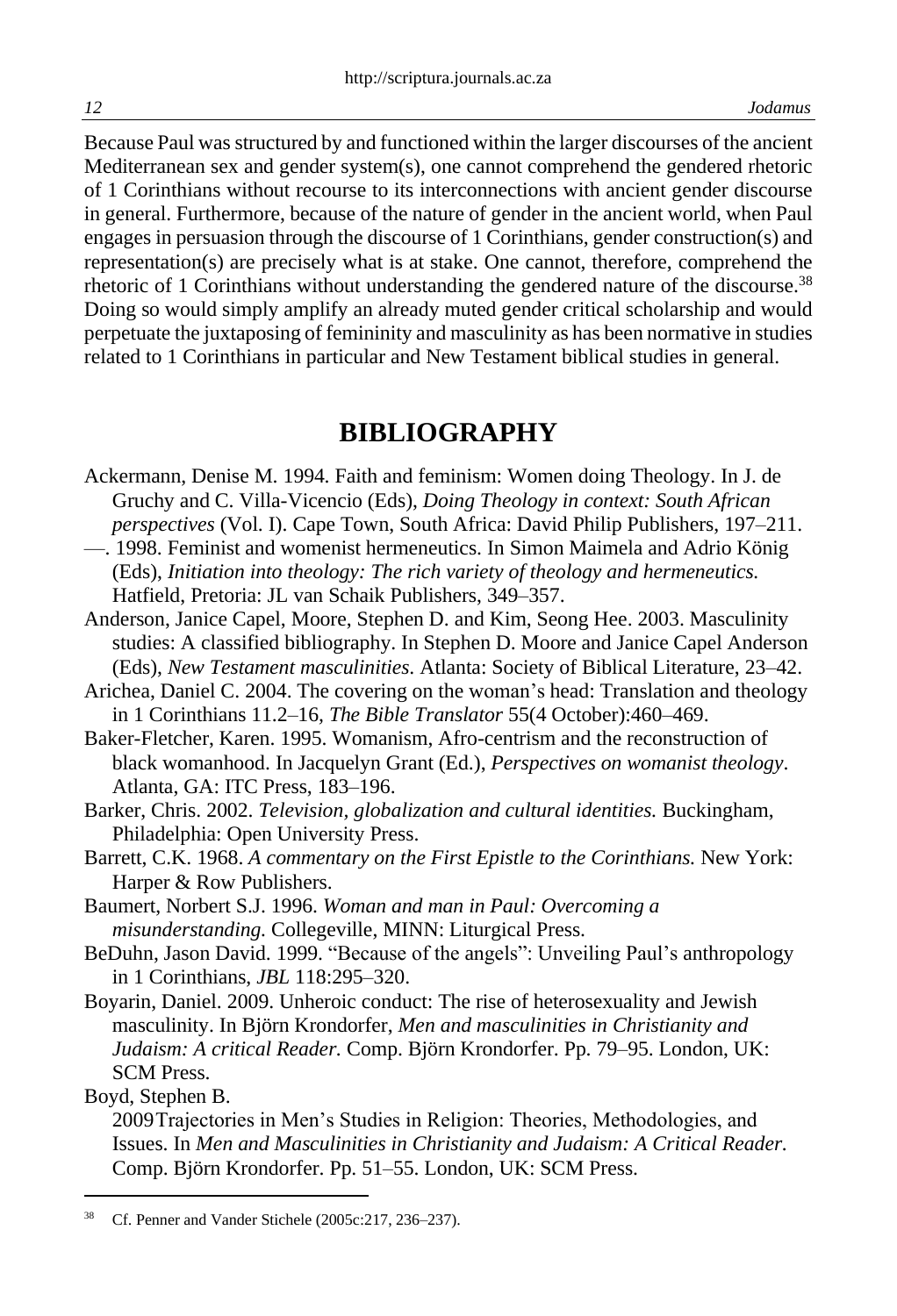Because Paul was structured by and functioned within the larger discourses of the ancient Mediterranean sex and gender system(s), one cannot comprehend the gendered rhetoric of 1 Corinthians without recourse to its interconnections with ancient gender discourse in general. Furthermore, because of the nature of gender in the ancient world, when Paul engages in persuasion through the discourse of 1 Corinthians, gender construction(s) and representation(s) are precisely what is at stake. One cannot, therefore, comprehend the rhetoric of 1 Corinthians without understanding the gendered nature of the discourse.[38] Doing so would simply amplify an already muted gender critical scholarship and would perpetuate the juxtaposing of femininity and masculinity as has been normative in studies related to 1 Corinthians in particular and New Testament biblical studies in general.

## BIBLIOGRAPHY

Ackermann, Denise M. 1994. Faith and feminism: Women doing Theology. In J. de Gruchy and C. Villa-Vicencio (Eds), *Doing Theology in context: South African perspectives* (Vol. I). Cape Town, South Africa: David Philip Publishers, 197–211.

—. 1998. Feminist and womenist hermeneutics. In Simon Maimela and Adrio König (Eds), *Initiation into theology: The rich variety of theology and hermeneutics.* Hatfield, Pretoria: JL van Schaik Publishers, 349–357.

Anderson, Janice Capel, Moore, Stephen D. and Kim, Seong Hee. 2003. Masculinity studies: A classified bibliography. In Stephen D. Moore and Janice Capel Anderson (Eds), *New Testament masculinities.* Atlanta: Society of Biblical Literature, 23–42.

Arichea, Daniel C. 2004. The covering on the woman's head: Translation and theology in 1 Corinthians 11.2–16, *The Bible Translator* 55(4 October):460–469.

Baker-Fletcher, Karen. 1995. Womanism, Afro-centrism and the reconstruction of black womanhood. In Jacquelyn Grant (Ed.), *Perspectives on womanist theology*. Atlanta, GA: ITC Press, 183–196.

Barker, Chris. 2002. *Television, globalization and cultural identities.* Buckingham, Philadelphia: Open University Press.

Barrett, C.K. 1968. *A commentary on the First Epistle to the Corinthians.* New York: Harper & Row Publishers.

Baumert, Norbert S.J. 1996. *Woman and man in Paul: Overcoming a misunderstanding.* Collegeville, MINN: Liturgical Press.

BeDuhn, Jason David. 1999. "Because of the angels": Unveiling Paul's anthropology in 1 Corinthians, *JBL* 118:295–320.

Boyarin, Daniel. 2009. Unheroic conduct: The rise of heterosexuality and Jewish masculinity. In Björn Krondorfer, *Men and masculinities in Christianity and Judaism: A critical Reader.* Comp. Björn Krondorfer. Pp. 79–95. London, UK: SCM Press.

Boyd, Stephen B.
2009 Trajectories in Men's Studies in Religion: Theories, Methodologies, and Issues. In *Men and Masculinities in Christianity and Judaism: A Critical Reader.* Comp. Björn Krondorfer. Pp. 51–55. London, UK: SCM Press.

---

[38] Cf. Penner and Vander Stichele (2005c:217, 236–237).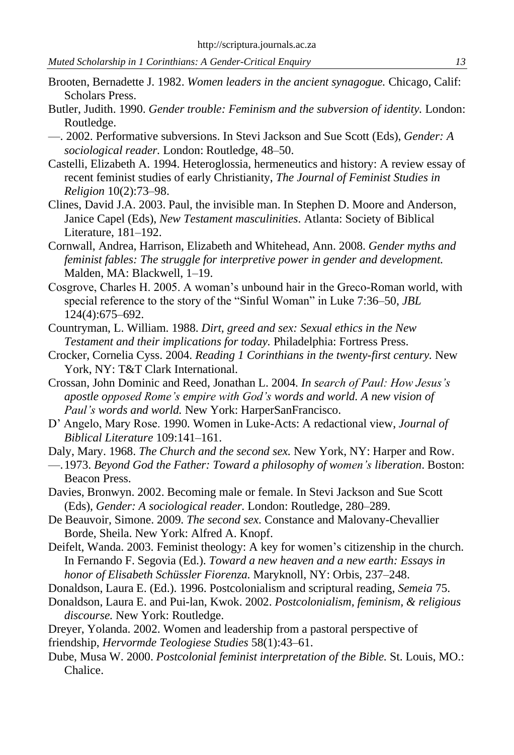Brooten, Bernadette J. 1982. *Women leaders in the ancient synagogue.* Chicago, Calif: Scholars Press.

Butler, Judith. 1990. *Gender trouble: Feminism and the subversion of identity.* London: Routledge.

—. 2002. Performative subversions. In Stevi Jackson and Sue Scott (Eds), *Gender: A sociological reader.* London: Routledge, 48–50.

Castelli, Elizabeth A. 1994. Heteroglossia, hermeneutics and history: A review essay of recent feminist studies of early Christianity, *The Journal of Feminist Studies in Religion* 10(2):73–98.

Clines, David J.A. 2003. Paul, the invisible man. In Stephen D. Moore and Anderson, Janice Capel (Eds), *New Testament masculinities*. Atlanta: Society of Biblical Literature, 181–192.

Cornwall, Andrea, Harrison, Elizabeth and Whitehead, Ann. 2008. *Gender myths and feminist fables: The struggle for interpretive power in gender and development.* Malden, MA: Blackwell, 1–19.

Cosgrove, Charles H. 2005. A woman's unbound hair in the Greco-Roman world, with special reference to the story of the "Sinful Woman" in Luke 7:36–50, *JBL* 124(4):675–692.

Countryman, L. William. 1988. *Dirt, greed and sex: Sexual ethics in the New Testament and their implications for today.* Philadelphia: Fortress Press.

Crocker, Cornelia Cyss. 2004. *Reading 1 Corinthians in the twenty-first century.* New York, NY: T&T Clark International.

Crossan, John Dominic and Reed, Jonathan L. 2004. *In search of Paul: How Jesus's apostle opposed Rome's empire with God's words and world. A new vision of Paul's words and world.* New York: HarperSanFrancisco.

D' Angelo, Mary Rose. 1990. Women in Luke-Acts: A redactional view, *Journal of Biblical Literature* 109:141–161.

Daly, Mary. 1968. *The Church and the second sex.* New York, NY: Harper and Row.

—. 1973. *Beyond God the Father: Toward a philosophy of women's liberation*. Boston: Beacon Press.

Davies, Bronwyn. 2002. Becoming male or female. In Stevi Jackson and Sue Scott (Eds), *Gender: A sociological reader.* London: Routledge, 280–289.

De Beauvoir, Simone. 2009. *The second sex*. Constance and Malovany-Chevallier Borde, Sheila. New York: Alfred A. Knopf.

Deifelt, Wanda. 2003. Feminist theology: A key for women's citizenship in the church. In Fernando F. Segovia (Ed.). *Toward a new heaven and a new earth: Essays in honor of Elisabeth Schüssler Fiorenza.* Maryknoll, NY: Orbis, 237–248.

Donaldson, Laura E. (Ed.). 1996. Postcolonialism and scriptural reading, *Semeia* 75.

Donaldson, Laura E. and Pui-lan, Kwok. 2002. *Postcolonialism, feminism, & religious discourse.* New York: Routledge.

Dreyer, Yolanda. 2002. Women and leadership from a pastoral perspective of friendship, *Hervormde Teologiese Studies* 58(1):43–61.

Dube, Musa W. 2000. *Postcolonial feminist interpretation of the Bible.* St. Louis, MO.: Chalice.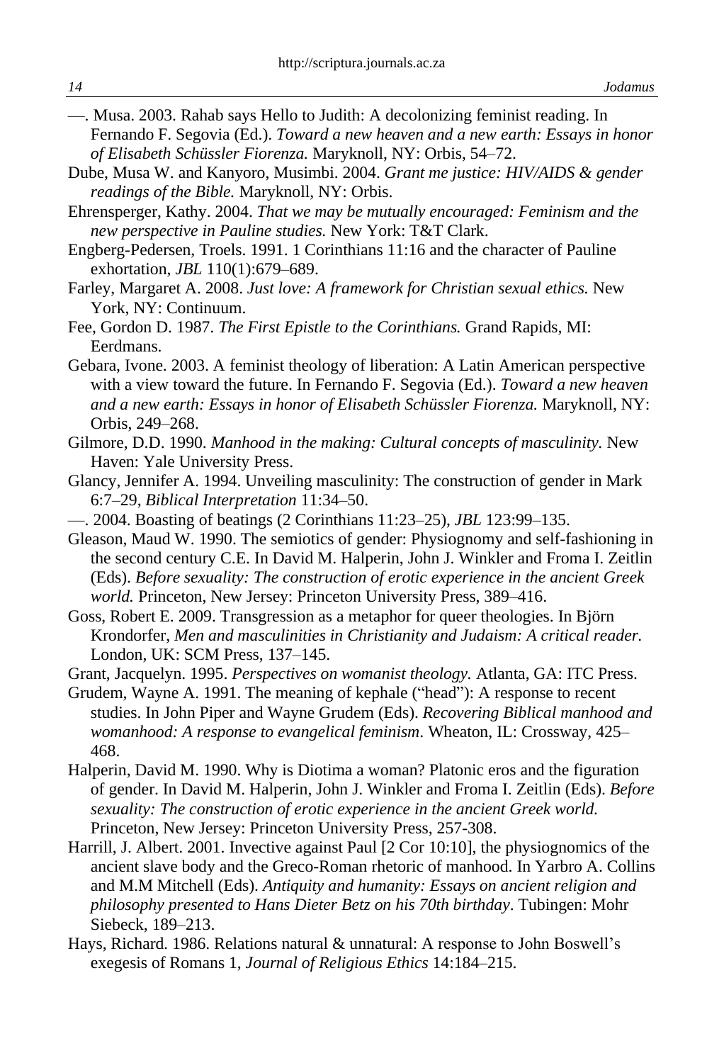—. Musa. 2003. Rahab says Hello to Judith: A decolonizing feminist reading. In Fernando F. Segovia (Ed.). *Toward a new heaven and a new earth: Essays in honor of Elisabeth Schüssler Fiorenza.* Maryknoll, NY: Orbis, 54–72.

Dube, Musa W. and Kanyoro, Musimbi. 2004. *Grant me justice: HIV/AIDS & gender readings of the Bible.* Maryknoll, NY: Orbis.

Ehrensperger, Kathy. 2004. *That we may be mutually encouraged: Feminism and the new perspective in Pauline studies.* New York: T&T Clark.

Engberg-Pedersen, Troels. 1991. 1 Corinthians 11:16 and the character of Pauline exhortation, *JBL* 110(1):679–689.

Farley, Margaret A. 2008. *Just love: A framework for Christian sexual ethics.* New York, NY: Continuum.

Fee, Gordon D. 1987. *The First Epistle to the Corinthians.* Grand Rapids, MI: Eerdmans.

Gebara, Ivone. 2003. A feminist theology of liberation: A Latin American perspective with a view toward the future. In Fernando F. Segovia (Ed.). *Toward a new heaven and a new earth: Essays in honor of Elisabeth Schüssler Fiorenza.* Maryknoll, NY: Orbis, 249–268.

Gilmore, D.D. 1990. *Manhood in the making: Cultural concepts of masculinity.* New Haven: Yale University Press.

Glancy, Jennifer A. 1994. Unveiling masculinity: The construction of gender in Mark 6:7–29, *Biblical Interpretation* 11:34–50.

—. 2004. Boasting of beatings (2 Corinthians 11:23–25), *JBL* 123:99–135.

Gleason, Maud W. 1990. The semiotics of gender: Physiognomy and self-fashioning in the second century C.E. In David M. Halperin, John J. Winkler and Froma I. Zeitlin (Eds). *Before sexuality: The construction of erotic experience in the ancient Greek world.* Princeton, New Jersey: Princeton University Press, 389–416.

Goss, Robert E. 2009. Transgression as a metaphor for queer theologies. In Björn Krondorfer, *Men and masculinities in Christianity and Judaism: A critical reader.* London, UK: SCM Press, 137–145.

Grant, Jacquelyn. 1995. *Perspectives on womanist theology.* Atlanta, GA: ITC Press.

Grudem, Wayne A. 1991. The meaning of kephale ("head"): A response to recent studies. In John Piper and Wayne Grudem (Eds). *Recovering Biblical manhood and womanhood: A response to evangelical feminism*. Wheaton, IL: Crossway, 425–468.

Halperin, David M. 1990. Why is Diotima a woman? Platonic eros and the figuration of gender. In David M. Halperin, John J. Winkler and Froma I. Zeitlin (Eds). *Before sexuality: The construction of erotic experience in the ancient Greek world.* Princeton, New Jersey: Princeton University Press, 257-308.

Harrill, J. Albert. 2001. Invective against Paul [2 Cor 10:10], the physiognomics of the ancient slave body and the Greco-Roman rhetoric of manhood. In Yarbro A. Collins and M.M Mitchell (Eds). *Antiquity and humanity: Essays on ancient religion and philosophy presented to Hans Dieter Betz on his 70th birthday*. Tubingen: Mohr Siebeck, 189–213.

Hays, Richard. 1986. Relations natural & unnatural: A response to John Boswell's exegesis of Romans 1, *Journal of Religious Ethics* 14:184–215.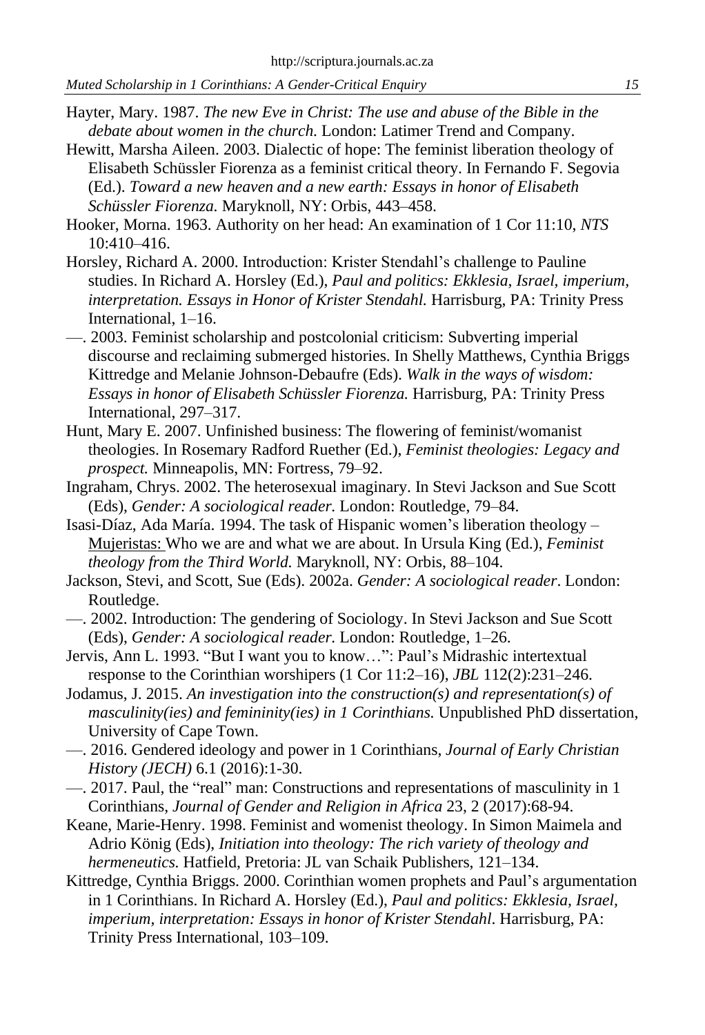Hayter, Mary. 1987. *The new Eve in Christ: The use and abuse of the Bible in the debate about women in the church.* London: Latimer Trend and Company.

Hewitt, Marsha Aileen. 2003. Dialectic of hope: The feminist liberation theology of Elisabeth Schüssler Fiorenza as a feminist critical theory. In Fernando F. Segovia (Ed.). *Toward a new heaven and a new earth: Essays in honor of Elisabeth Schüssler Fiorenza.* Maryknoll, NY: Orbis, 443–458.

Hooker, Morna. 1963. Authority on her head: An examination of 1 Cor 11:10, *NTS* 10:410–416.

Horsley, Richard A. 2000. Introduction: Krister Stendahl's challenge to Pauline studies. In Richard A. Horsley (Ed.), *Paul and politics: Ekklesia, Israel, imperium, interpretation. Essays in Honor of Krister Stendahl.* Harrisburg, PA: Trinity Press International, 1–16.

—. 2003. Feminist scholarship and postcolonial criticism: Subverting imperial discourse and reclaiming submerged histories. In Shelly Matthews, Cynthia Briggs Kittredge and Melanie Johnson-Debaufre (Eds). *Walk in the ways of wisdom: Essays in honor of Elisabeth Schüssler Fiorenza.* Harrisburg, PA: Trinity Press International, 297–317.

Hunt, Mary E. 2007. Unfinished business: The flowering of feminist/womanist theologies. In Rosemary Radford Ruether (Ed.), *Feminist theologies: Legacy and prospect.* Minneapolis, MN: Fortress, 79–92.

Ingraham, Chrys. 2002. The heterosexual imaginary. In Stevi Jackson and Sue Scott (Eds), *Gender: A sociological reader.* London: Routledge, 79–84.

Isasi-Díaz, Ada María. 1994. The task of Hispanic women's liberation theology – Mujeristas: Who we are and what we are about. In Ursula King (Ed.), *Feminist theology from the Third World.* Maryknoll, NY: Orbis, 88–104.

Jackson, Stevi, and Scott, Sue (Eds). 2002a. *Gender: A sociological reader*. London: Routledge.

—. 2002. Introduction: The gendering of Sociology. In Stevi Jackson and Sue Scott (Eds), *Gender: A sociological reader.* London: Routledge, 1–26.

Jervis, Ann L. 1993. "But I want you to know…": Paul's Midrashic intertextual response to the Corinthian worshipers (1 Cor 11:2–16), *JBL* 112(2):231–246.

Jodamus, J. 2015. *An investigation into the construction(s) and representation(s) of masculinity(ies) and femininity(ies) in 1 Corinthians.* Unpublished PhD dissertation, University of Cape Town.

—. 2016. Gendered ideology and power in 1 Corinthians, *Journal of Early Christian History (JECH)* 6.1 (2016):1-30.

—. 2017. Paul, the "real" man: Constructions and representations of masculinity in 1 Corinthians, *Journal of Gender and Religion in Africa* 23, 2 (2017):68-94.

Keane, Marie-Henry. 1998. Feminist and womenist theology. In Simon Maimela and Adrio König (Eds), *Initiation into theology: The rich variety of theology and hermeneutics.* Hatfield, Pretoria: JL van Schaik Publishers, 121–134.

Kittredge, Cynthia Briggs. 2000. Corinthian women prophets and Paul's argumentation in 1 Corinthians. In Richard A. Horsley (Ed.), *Paul and politics: Ekklesia, Israel, imperium, interpretation: Essays in honor of Krister Stendahl*. Harrisburg, PA: Trinity Press International, 103–109.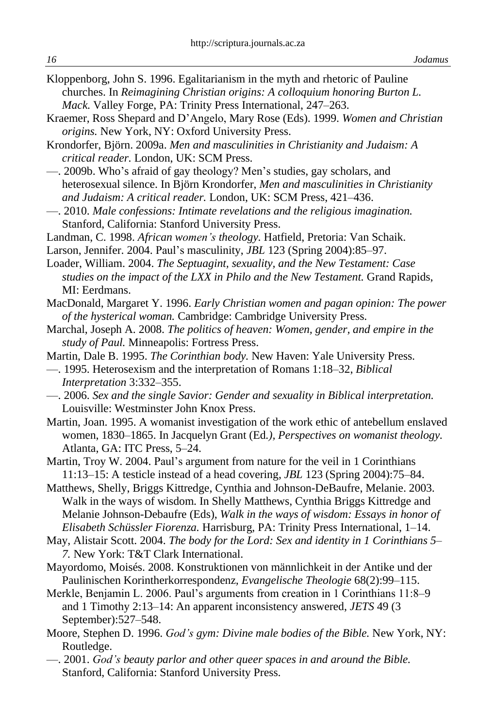Kloppenborg, John S. 1996. Egalitarianism in the myth and rhetoric of Pauline churches. In *Reimagining Christian origins: A colloquium honoring Burton L. Mack.* Valley Forge, PA: Trinity Press International, 247–263.

Kraemer, Ross Shepard and D'Angelo, Mary Rose (Eds). 1999. *Women and Christian origins.* New York, NY: Oxford University Press.

Krondorfer, Björn. 2009a. *Men and masculinities in Christianity and Judaism: A critical reader.* London, UK: SCM Press.

—. 2009b. Who's afraid of gay theology? Men's studies, gay scholars, and heterosexual silence. In Björn Krondorfer, *Men and masculinities in Christianity and Judaism: A critical reader.* London, UK: SCM Press, 421–436.

—. 2010. *Male confessions: Intimate revelations and the religious imagination.* Stanford, California: Stanford University Press.

Landman, C. 1998. *African women's theology.* Hatfield, Pretoria: Van Schaik.

Larson, Jennifer. 2004. Paul's masculinity, *JBL* 123 (Spring 2004):85–97.

Loader, William. 2004. *The Septuagint, sexuality, and the New Testament: Case studies on the impact of the LXX in Philo and the New Testament.* Grand Rapids, MI: Eerdmans.

MacDonald, Margaret Y. 1996. *Early Christian women and pagan opinion: The power of the hysterical woman.* Cambridge: Cambridge University Press.

Marchal, Joseph A. 2008. *The politics of heaven: Women, gender, and empire in the study of Paul.* Minneapolis: Fortress Press.

Martin, Dale B. 1995. *The Corinthian body.* New Haven: Yale University Press.

—. 1995. Heterosexism and the interpretation of Romans 1:18–32, *Biblical Interpretation* 3:332–355.

—. 2006. *Sex and the single Savior: Gender and sexuality in Biblical interpretation.* Louisville: Westminster John Knox Press.

Martin, Joan. 1995. A womanist investigation of the work ethic of antebellum enslaved women, 1830–1865. In Jacquelyn Grant (Ed*.), Perspectives on womanist theology.* Atlanta, GA: ITC Press, 5–24.

Martin, Troy W. 2004. Paul's argument from nature for the veil in 1 Corinthians 11:13–15: A testicle instead of a head covering, *JBL* 123 (Spring 2004):75–84.

Matthews, Shelly, Briggs Kittredge, Cynthia and Johnson-DeBaufre, Melanie. 2003. Walk in the ways of wisdom. In Shelly Matthews, Cynthia Briggs Kittredge and Melanie Johnson-Debaufre (Eds), *Walk in the ways of wisdom: Essays in honor of Elisabeth Schüssler Fiorenza.* Harrisburg, PA: Trinity Press International, 1–14.

May, Alistair Scott. 2004. *The body for the Lord: Sex and identity in 1 Corinthians 5–7.* New York: T&T Clark International.

Mayordomo, Moisés. 2008. Konstruktionen von männlichkeit in der Antike und der Paulinischen Korintherkorrespondenz, *Evangelische Theologie* 68(2):99–115.

Merkle, Benjamin L. 2006. Paul's arguments from creation in 1 Corinthians 11:8–9 and 1 Timothy 2:13–14: An apparent inconsistency answered, *JETS* 49 (3 September):527–548.

Moore, Stephen D. 1996. *God's gym: Divine male bodies of the Bible.* New York, NY: Routledge.

—. 2001. *God's beauty parlor and other queer spaces in and around the Bible.* Stanford, California: Stanford University Press.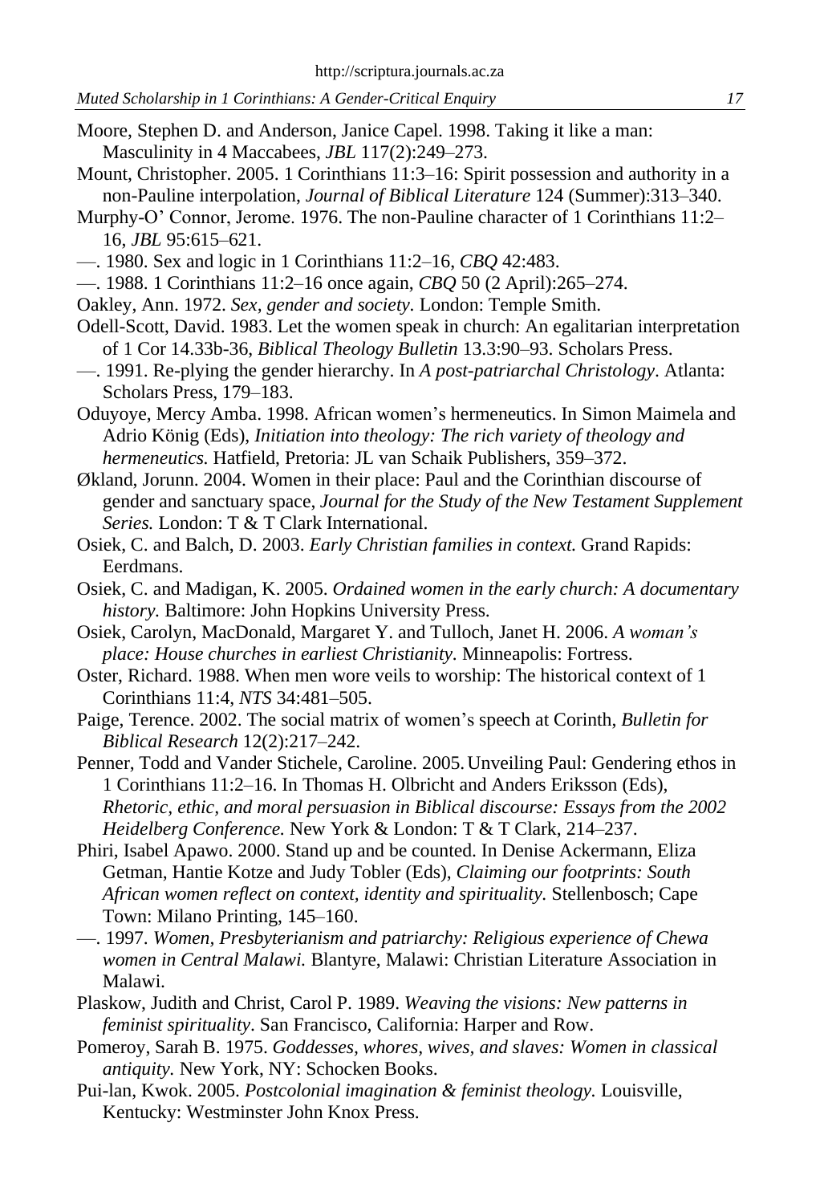Moore, Stephen D. and Anderson, Janice Capel. 1998. Taking it like a man: Masculinity in 4 Maccabees, *JBL* 117(2):249–273.

Mount, Christopher. 2005. 1 Corinthians 11:3–16: Spirit possession and authority in a non-Pauline interpolation, *Journal of Biblical Literature* 124 (Summer):313–340.

Murphy-O' Connor, Jerome. 1976. The non-Pauline character of 1 Corinthians 11:2–16, *JBL* 95:615–621.

—. 1980. Sex and logic in 1 Corinthians 11:2–16, *CBQ* 42:483.

—. 1988. 1 Corinthians 11:2–16 once again, *CBQ* 50 (2 April):265–274.

Oakley, Ann. 1972. *Sex, gender and society*. London: Temple Smith.

Odell-Scott, David. 1983. Let the women speak in church: An egalitarian interpretation of 1 Cor 14.33b-36, *Biblical Theology Bulletin* 13.3:90–93. Scholars Press.

—. 1991. Re-plying the gender hierarchy. In *A post-patriarchal Christology*. Atlanta: Scholars Press, 179–183.

Oduyoye, Mercy Amba. 1998. African women's hermeneutics. In Simon Maimela and Adrio König (Eds), *Initiation into theology: The rich variety of theology and hermeneutics.* Hatfield, Pretoria: JL van Schaik Publishers, 359–372.

Økland, Jorunn. 2004. Women in their place: Paul and the Corinthian discourse of gender and sanctuary space, *Journal for the Study of the New Testament Supplement Series.* London: T & T Clark International.

Osiek, C. and Balch, D. 2003. *Early Christian families in context.* Grand Rapids: Eerdmans.

Osiek, C. and Madigan, K. 2005. *Ordained women in the early church: A documentary history.* Baltimore: John Hopkins University Press.

Osiek, Carolyn, MacDonald, Margaret Y. and Tulloch, Janet H. 2006. *A woman's place: House churches in earliest Christianity.* Minneapolis: Fortress.

Oster, Richard. 1988. When men wore veils to worship: The historical context of 1 Corinthians 11:4, *NTS* 34:481–505.

Paige, Terence. 2002. The social matrix of women's speech at Corinth, *Bulletin for Biblical Research* 12(2):217–242.

Penner, Todd and Vander Stichele, Caroline. 2005. Unveiling Paul: Gendering ethos in 1 Corinthians 11:2–16. In Thomas H. Olbricht and Anders Eriksson (Eds), *Rhetoric, ethic, and moral persuasion in Biblical discourse: Essays from the 2002 Heidelberg Conference.* New York & London: T & T Clark, 214–237.

Phiri, Isabel Apawo. 2000. Stand up and be counted. In Denise Ackermann, Eliza Getman, Hantie Kotze and Judy Tobler (Eds), *Claiming our footprints: South African women reflect on context, identity and spirituality.* Stellenbosch; Cape Town: Milano Printing, 145–160.

—. 1997. *Women, Presbyterianism and patriarchy: Religious experience of Chewa women in Central Malawi.* Blantyre, Malawi: Christian Literature Association in Malawi.

Plaskow, Judith and Christ, Carol P. 1989. *Weaving the visions: New patterns in feminist spirituality*. San Francisco, California: Harper and Row.

Pomeroy, Sarah B. 1975. *Goddesses, whores, wives, and slaves: Women in classical antiquity.* New York, NY: Schocken Books.

Pui-lan, Kwok. 2005. *Postcolonial imagination & feminist theology.* Louisville, Kentucky: Westminster John Knox Press.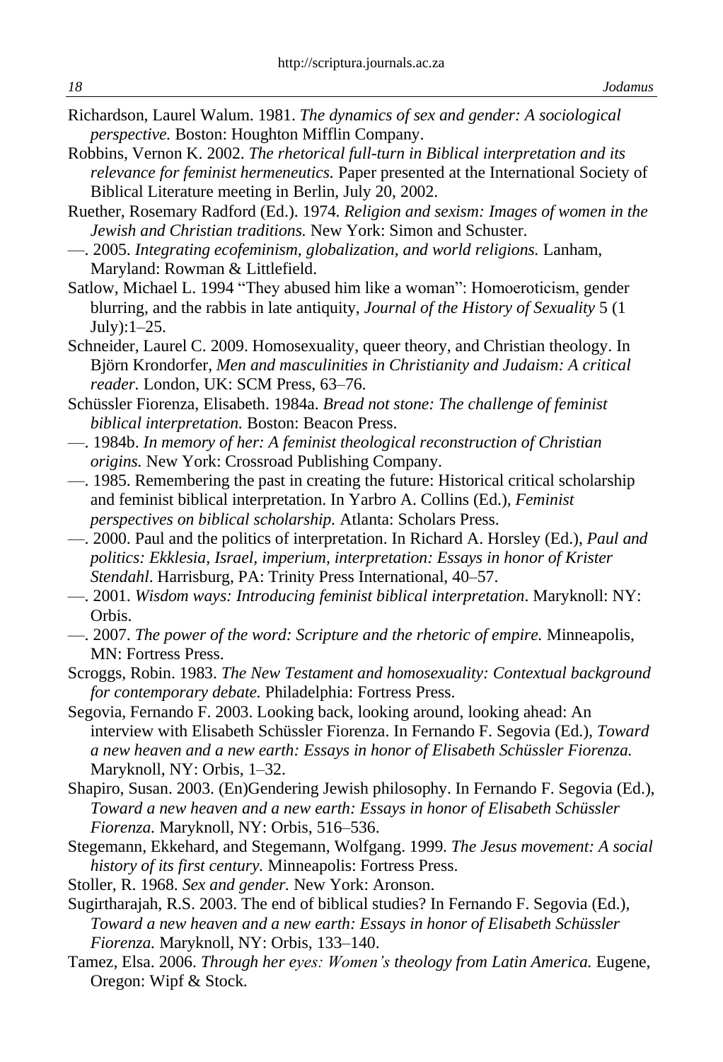Richardson, Laurel Walum. 1981. *The dynamics of sex and gender: A sociological perspective.* Boston: Houghton Mifflin Company.

Robbins, Vernon K. 2002. *The rhetorical full-turn in Biblical interpretation and its relevance for feminist hermeneutics.* Paper presented at the International Society of Biblical Literature meeting in Berlin, July 20, 2002.

Ruether, Rosemary Radford (Ed.). 1974. *Religion and sexism: Images of women in the Jewish and Christian traditions.* New York: Simon and Schuster.

—. 2005. *Integrating ecofeminism, globalization, and world religions.* Lanham, Maryland: Rowman & Littlefield.

Satlow, Michael L. 1994 "They abused him like a woman": Homoeroticism, gender blurring, and the rabbis in late antiquity, *Journal of the History of Sexuality* 5 (1 July):1–25.

Schneider, Laurel C. 2009. Homosexuality, queer theory, and Christian theology. In Björn Krondorfer, *Men and masculinities in Christianity and Judaism: A critical reader.* London, UK: SCM Press, 63–76.

Schüssler Fiorenza, Elisabeth. 1984a. *Bread not stone: The challenge of feminist biblical interpretation.* Boston: Beacon Press.

—. 1984b. *In memory of her: A feminist theological reconstruction of Christian origins.* New York: Crossroad Publishing Company.

—. 1985. Remembering the past in creating the future: Historical critical scholarship and feminist biblical interpretation. In Yarbro A. Collins (Ed.), *Feminist perspectives on biblical scholarship.* Atlanta: Scholars Press.

—. 2000. Paul and the politics of interpretation. In Richard A. Horsley (Ed.), *Paul and politics: Ekklesia, Israel, imperium, interpretation: Essays in honor of Krister Stendahl*. Harrisburg, PA: Trinity Press International, 40–57.

—. 2001. *Wisdom ways: Introducing feminist biblical interpretation*. Maryknoll: NY: Orbis.

—. 2007. *The power of the word: Scripture and the rhetoric of empire.* Minneapolis, MN: Fortress Press.

Scroggs, Robin. 1983. *The New Testament and homosexuality: Contextual background for contemporary debate.* Philadelphia: Fortress Press.

Segovia, Fernando F. 2003. Looking back, looking around, looking ahead: An interview with Elisabeth Schüssler Fiorenza. In Fernando F. Segovia (Ed.), *Toward a new heaven and a new earth: Essays in honor of Elisabeth Schüssler Fiorenza.* Maryknoll, NY: Orbis, 1–32.

Shapiro, Susan. 2003. (En)Gendering Jewish philosophy. In Fernando F. Segovia (Ed.), *Toward a new heaven and a new earth: Essays in honor of Elisabeth Schüssler Fiorenza.* Maryknoll, NY: Orbis, 516–536.

Stegemann, Ekkehard, and Stegemann, Wolfgang. 1999. *The Jesus movement: A social history of its first century.* Minneapolis: Fortress Press.

Stoller, R. 1968. *Sex and gender.* New York: Aronson.

Sugirtharajah, R.S. 2003. The end of biblical studies? In Fernando F. Segovia (Ed.), *Toward a new heaven and a new earth: Essays in honor of Elisabeth Schüssler Fiorenza.* Maryknoll, NY: Orbis, 133–140.

Tamez, Elsa. 2006. *Through her eyes: Women's theology from Latin America.* Eugene, Oregon: Wipf & Stock.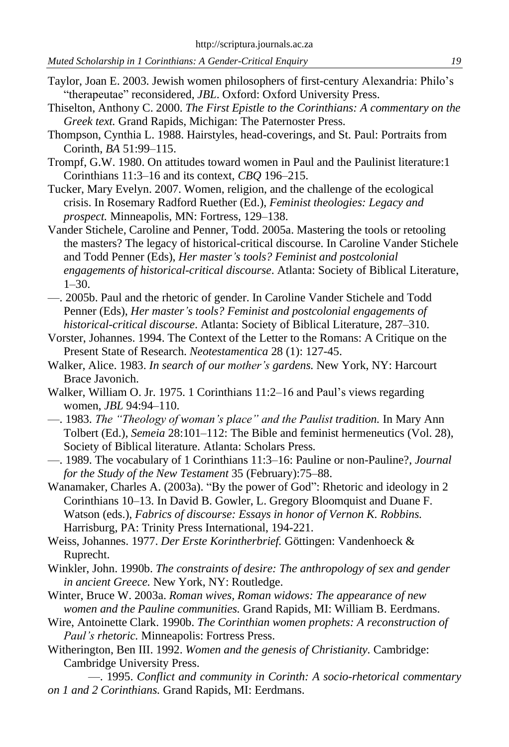Taylor, Joan E. 2003. Jewish women philosophers of first-century Alexandria: Philo's "therapeutae" reconsidered, *JBL*. Oxford: Oxford University Press.

Thiselton, Anthony C. 2000. *The First Epistle to the Corinthians: A commentary on the Greek text.* Grand Rapids, Michigan: The Paternoster Press.

Thompson, Cynthia L. 1988. Hairstyles, head-coverings, and St. Paul: Portraits from Corinth, *BA* 51:99–115.

Trompf, G.W. 1980. On attitudes toward women in Paul and the Paulinist literature:1 Corinthians 11:3–16 and its context, *CBQ* 196–215.

Tucker, Mary Evelyn. 2007. Women, religion, and the challenge of the ecological crisis. In Rosemary Radford Ruether (Ed.), *Feminist theologies: Legacy and prospect.* Minneapolis, MN: Fortress, 129–138.

Vander Stichele, Caroline and Penner, Todd. 2005a. Mastering the tools or retooling the masters? The legacy of historical-critical discourse. In Caroline Vander Stichele and Todd Penner (Eds), *Her master's tools? Feminist and postcolonial engagements of historical-critical discourse*. Atlanta: Society of Biblical Literature, 1–30.

—. 2005b. Paul and the rhetoric of gender. In Caroline Vander Stichele and Todd Penner (Eds), *Her master's tools? Feminist and postcolonial engagements of historical-critical discourse*. Atlanta: Society of Biblical Literature, 287–310.

Vorster, Johannes. 1994. The Context of the Letter to the Romans: A Critique on the Present State of Research. *Neotestamentica* 28 (1): 127-45.

Walker, Alice. 1983. *In search of our mother's gardens.* New York, NY: Harcourt Brace Javonich.

Walker, William O. Jr. 1975. 1 Corinthians 11:2–16 and Paul's views regarding women, *JBL* 94:94–110.

—. 1983. *The "Theology of woman's place" and the Paulist tradition.* In Mary Ann Tolbert (Ed.), *Semeia* 28:101–112: The Bible and feminist hermeneutics (Vol. 28), Society of Biblical literature. Atlanta: Scholars Press.

—. 1989. The vocabulary of 1 Corinthians 11:3–16: Pauline or non-Pauline?, *Journal for the Study of the New Testament* 35 (February):75–88.

Wanamaker, Charles A. (2003a). "By the power of God": Rhetoric and ideology in 2 Corinthians 10–13. In David B. Gowler, L. Gregory Bloomquist and Duane F. Watson (eds.), *Fabrics of discourse: Essays in honor of Vernon K. Robbins.* Harrisburg, PA: Trinity Press International, 194-221.

Weiss, Johannes. 1977. *Der Erste Korintherbrief.* Göttingen: Vandenhoeck & Ruprecht.

Winkler, John. 1990b. *The constraints of desire: The anthropology of sex and gender in ancient Greece.* New York, NY: Routledge.

Winter, Bruce W. 2003a. *Roman wives, Roman widows: The appearance of new women and the Pauline communities.* Grand Rapids, MI: William B. Eerdmans.

Wire, Antoinette Clark. 1990b. *The Corinthian women prophets: A reconstruction of Paul's rhetoric.* Minneapolis: Fortress Press.

Witherington, Ben III. 1992. *Women and the genesis of Christianity.* Cambridge: Cambridge University Press.

—. 1995. *Conflict and community in Corinth: A socio-rhetorical commentary on 1 and 2 Corinthians.* Grand Rapids, MI: Eerdmans.